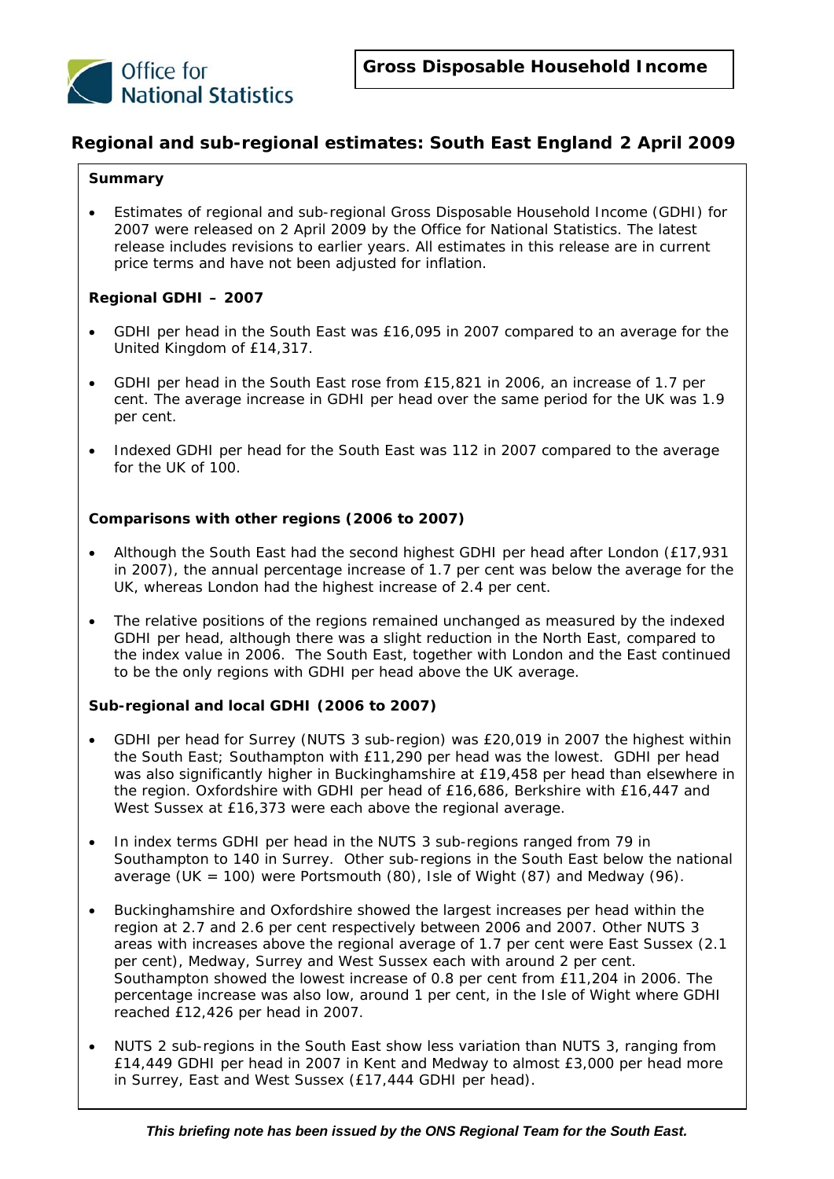Office for National Statistics

**Gross Disposable Household Income**

## Regional and sub-regional estimates: South East England 2 April 2009

**Summary**

- Estimates of regional and sub-regional Gross Disposable Household Income (GDHI) for 2007 were released on 2 April 2009 by the Office for National Statistics. The latest release includes revisions to earlier years. All estimates in this release are in current price terms and have not been adjusted for inflation.

**Regional GDHI – 2007**

- GDHI per head in the South East was £16,095 in 2007 compared to an average for the United Kingdom of £14,317.
- GDHI per head in the South East rose from £15,821 in 2006, an increase of 1.7 per cent. The average increase in GDHI per head over the same period for the UK was 1.9 per cent.
- Indexed GDHI per head for the South East was 112 in 2007 compared to the average for the UK of 100.

**Comparisons with other regions (2006 to 2007)**

- Although the South East had the second highest GDHI per head after London (£17,931 in 2007), the annual percentage increase of 1.7 per cent was below the average for the UK, whereas London had the highest increase of 2.4 per cent.
- The relative positions of the regions remained unchanged as measured by the indexed GDHI per head, although there was a slight reduction in the North East, compared to the index value in 2006. The South East, together with London and the East continued to be the only regions with GDHI per head above the UK average.

**Sub-regional and local GDHI (2006 to 2007)**

- GDHI per head for Surrey (NUTS 3 sub-region) was £20,019 in 2007 the highest within the South East; Southampton with £11,290 per head was the lowest. GDHI per head was also significantly higher in Buckinghamshire at £19,458 per head than elsewhere in the region. Oxfordshire with GDHI per head of £16,686, Berkshire with £16,447 and West Sussex at £16,373 were each above the regional average.
- In index terms GDHI per head in the NUTS 3 sub-regions ranged from 79 in Southampton to 140 in Surrey. Other sub-regions in the South East below the national average (UK = 100) were Portsmouth (80), Isle of Wight (87) and Medway (96).
- Buckinghamshire and Oxfordshire showed the largest increases per head within the region at 2.7 and 2.6 per cent respectively between 2006 and 2007. Other NUTS 3 areas with increases above the regional average of 1.7 per cent were East Sussex (2.1 per cent), Medway, Surrey and West Sussex each with around 2 per cent. Southampton showed the lowest increase of 0.8 per cent from £11,204 in 2006. The percentage increase was also low, around 1 per cent, in the Isle of Wight where GDHI reached £12,426 per head in 2007.
- NUTS 2 sub-regions in the South East show less variation than NUTS 3, ranging from £14,449 GDHI per head in 2007 in Kent and Medway to almost £3,000 per head more in Surrey, East and West Sussex (£17,444 GDHI per head).

***This briefing note has been issued by the ONS Regional Team for the South East.***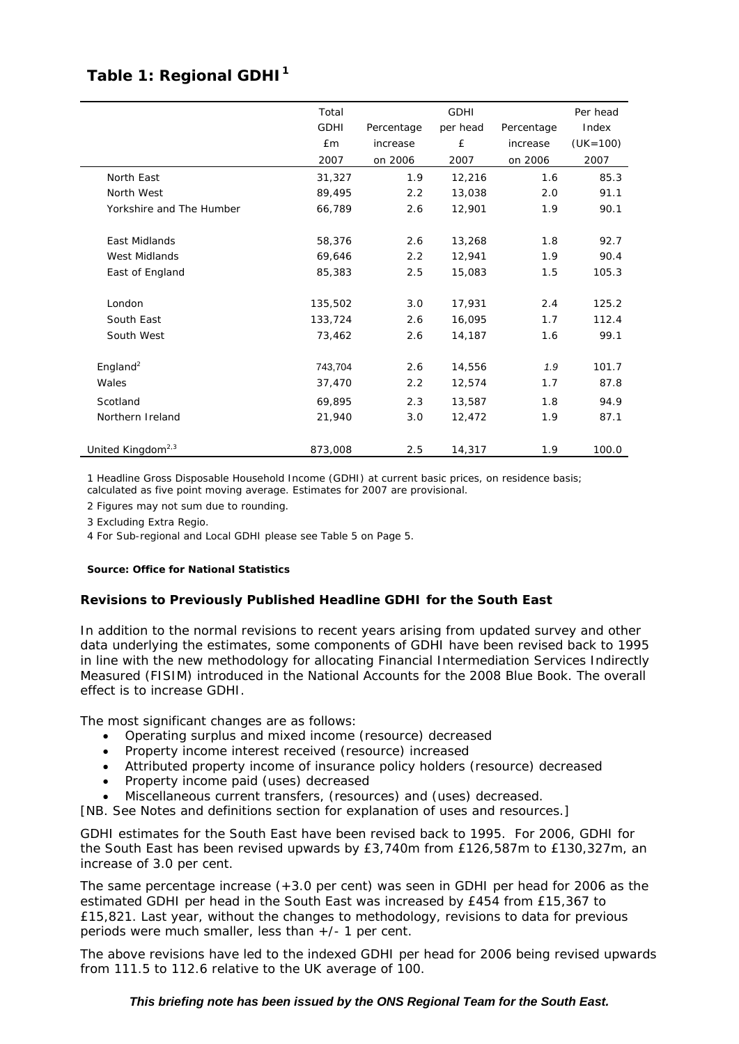## Table 1: Regional GDHI[1]

| | Total GDHI £m 2007 | Percentage increase on 2006 | GDHI per head £ 2007 | Percentage increase on 2006 | Per head Index (UK=100) 2007 |
|---|---|---|---|---|---|
| North East | 31,327 | 1.9 | 12,216 | 1.6 | 85.3 |
| North West | 89,495 | 2.2 | 13,038 | 2.0 | 91.1 |
| Yorkshire and The Humber | 66,789 | 2.6 | 12,901 | 1.9 | 90.1 |
| East Midlands | 58,376 | 2.6 | 13,268 | 1.8 | 92.7 |
| West Midlands | 69,646 | 2.2 | 12,941 | 1.9 | 90.4 |
| East of England | 85,383 | 2.5 | 15,083 | 1.5 | 105.3 |
| London | 135,502 | 3.0 | 17,931 | 2.4 | 125.2 |
| South East | 133,724 | 2.6 | 16,095 | 1.7 | 112.4 |
| South West | 73,462 | 2.6 | 14,187 | 1.6 | 99.1 |
| England[2] | 743,704 | 2.6 | 14,556 | 1.9 | 101.7 |
| Wales | 37,470 | 2.2 | 12,574 | 1.7 | 87.8 |
| Scotland | 69,895 | 2.3 | 13,587 | 1.8 | 94.9 |
| Northern Ireland | 21,940 | 3.0 | 12,472 | 1.9 | 87.1 |
| United Kingdom[2,3] | 873,008 | 2.5 | 14,317 | 1.9 | 100.0 |

1 Headline Gross Disposable Household Income (GDHI) at current basic prices, on residence basis; calculated as five point moving average. Estimates for 2007 are provisional.

2 Figures may not sum due to rounding.

3 Excluding Extra Regio.

4 For Sub-regional and Local GDHI please see Table 5 on Page 5.

**Source: Office for National Statistics**

### Revisions to Previously Published Headline GDHI for the South East

In addition to the normal revisions to recent years arising from updated survey and other data underlying the estimates, some components of GDHI have been revised back to 1995 in line with the new methodology for allocating Financial Intermediation Services Indirectly Measured (FISIM) introduced in the National Accounts for the 2008 Blue Book. The overall effect is to increase GDHI.

The most significant changes are as follows:

- Operating surplus and mixed income (resource) decreased
- Property income interest received (resource) increased
- Attributed property income of insurance policy holders (resource) decreased
- Property income paid (uses) decreased
- Miscellaneous current transfers, (resources) and (uses) decreased.

[NB. See Notes and definitions section for explanation of uses and resources.]

GDHI estimates for the South East have been revised back to 1995. For 2006, GDHI for the South East has been revised upwards by £3,740m from £126,587m to £130,327m, an increase of 3.0 per cent.

The same percentage increase (+3.0 per cent) was seen in GDHI per head for 2006 as the estimated GDHI per head in the South East was increased by £454 from £15,367 to £15,821. Last year, without the changes to methodology, revisions to data for previous periods were much smaller, less than +/- 1 per cent.

The above revisions have led to the indexed GDHI per head for 2006 being revised upwards from 111.5 to 112.6 relative to the UK average of 100.

***This briefing note has been issued by the ONS Regional Team for the South East.***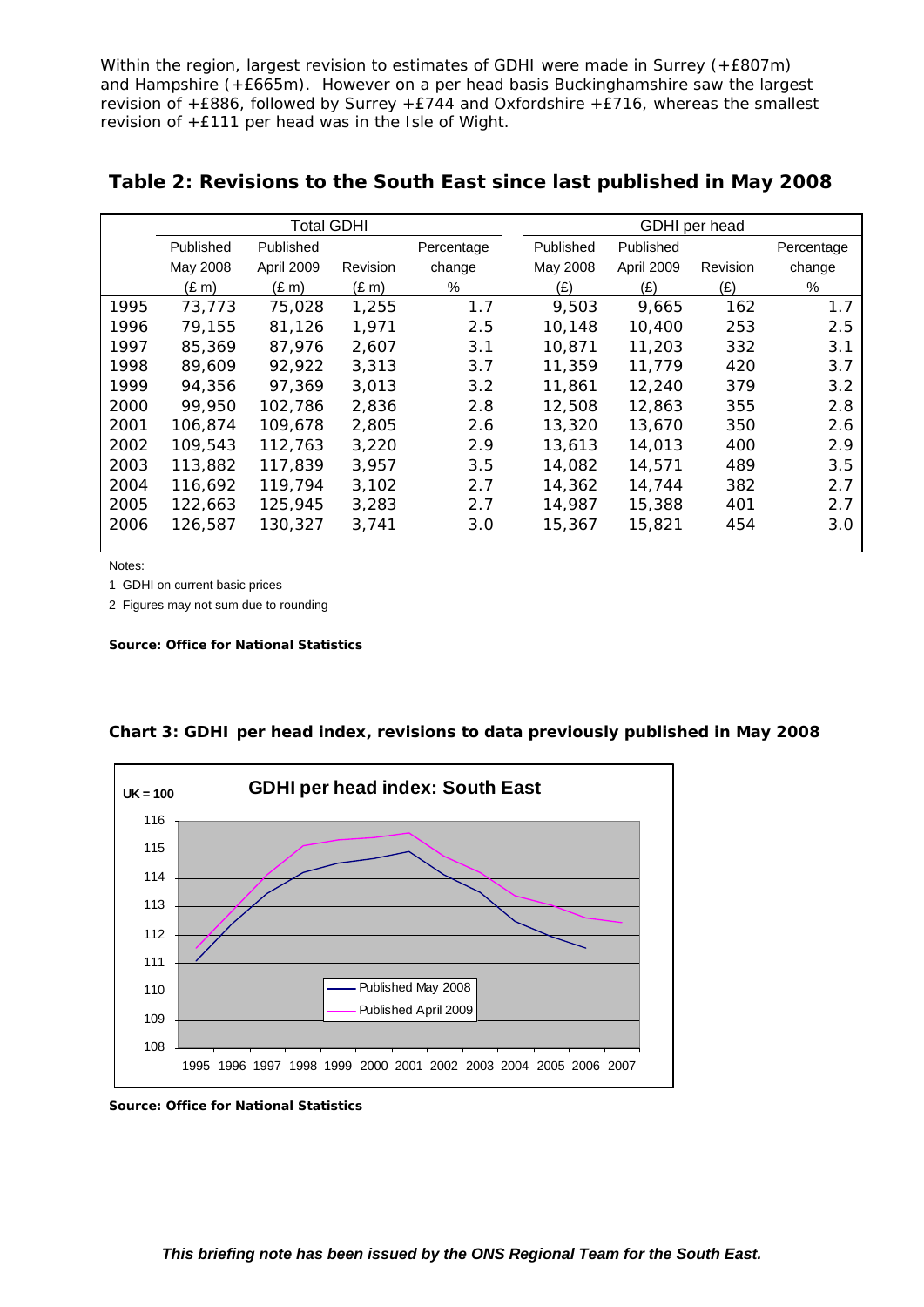Within the region, largest revision to estimates of GDHI were made in Surrey (+£807m) and Hampshire (+£665m). However on a per head basis Buckinghamshire saw the largest revision of +£886, followed by Surrey +£744 and Oxfordshire +£716, whereas the smallest revision of +£111 per head was in the Isle of Wight.

## Table 2: Revisions to the South East since last published in May 2008

| | Total GDHI | | | | GDHI per head | | | |
|---|---|---|---|---|---|---|---|---|
| | Published May 2008 (£ m) | Published April 2009 (£ m) | Revision (£ m) | Percentage change % | Published May 2008 (£) | Published April 2009 (£) | Revision (£) | Percentage change % |
| 1995 | 73,773 | 75,028 | 1,255 | 1.7 | 9,503 | 9,665 | 162 | 1.7 |
| 1996 | 79,155 | 81,126 | 1,971 | 2.5 | 10,148 | 10,400 | 253 | 2.5 |
| 1997 | 85,369 | 87,976 | 2,607 | 3.1 | 10,871 | 11,203 | 332 | 3.1 |
| 1998 | 89,609 | 92,922 | 3,313 | 3.7 | 11,359 | 11,779 | 420 | 3.7 |
| 1999 | 94,356 | 97,369 | 3,013 | 3.2 | 11,861 | 12,240 | 379 | 3.2 |
| 2000 | 99,950 | 102,786 | 2,836 | 2.8 | 12,508 | 12,863 | 355 | 2.8 |
| 2001 | 106,874 | 109,678 | 2,805 | 2.6 | 13,320 | 13,670 | 350 | 2.6 |
| 2002 | 109,543 | 112,763 | 3,220 | 2.9 | 13,613 | 14,013 | 400 | 2.9 |
| 2003 | 113,882 | 117,839 | 3,957 | 3.5 | 14,082 | 14,571 | 489 | 3.5 |
| 2004 | 116,692 | 119,794 | 3,102 | 2.7 | 14,362 | 14,744 | 382 | 2.7 |
| 2005 | 122,663 | 125,945 | 3,283 | 2.7 | 14,987 | 15,388 | 401 | 2.7 |
| 2006 | 126,587 | 130,327 | 3,741 | 3.0 | 15,367 | 15,821 | 454 | 3.0 |

Notes:

1 GDHI on current basic prices

2 Figures may not sum due to rounding

**Source: Office for National Statistics**

**Chart 3: GDHI per head index, revisions to data previously published in May 2008**

**Source: Office for National Statistics**

***This briefing note has been issued by the ONS Regional Team for the South East.***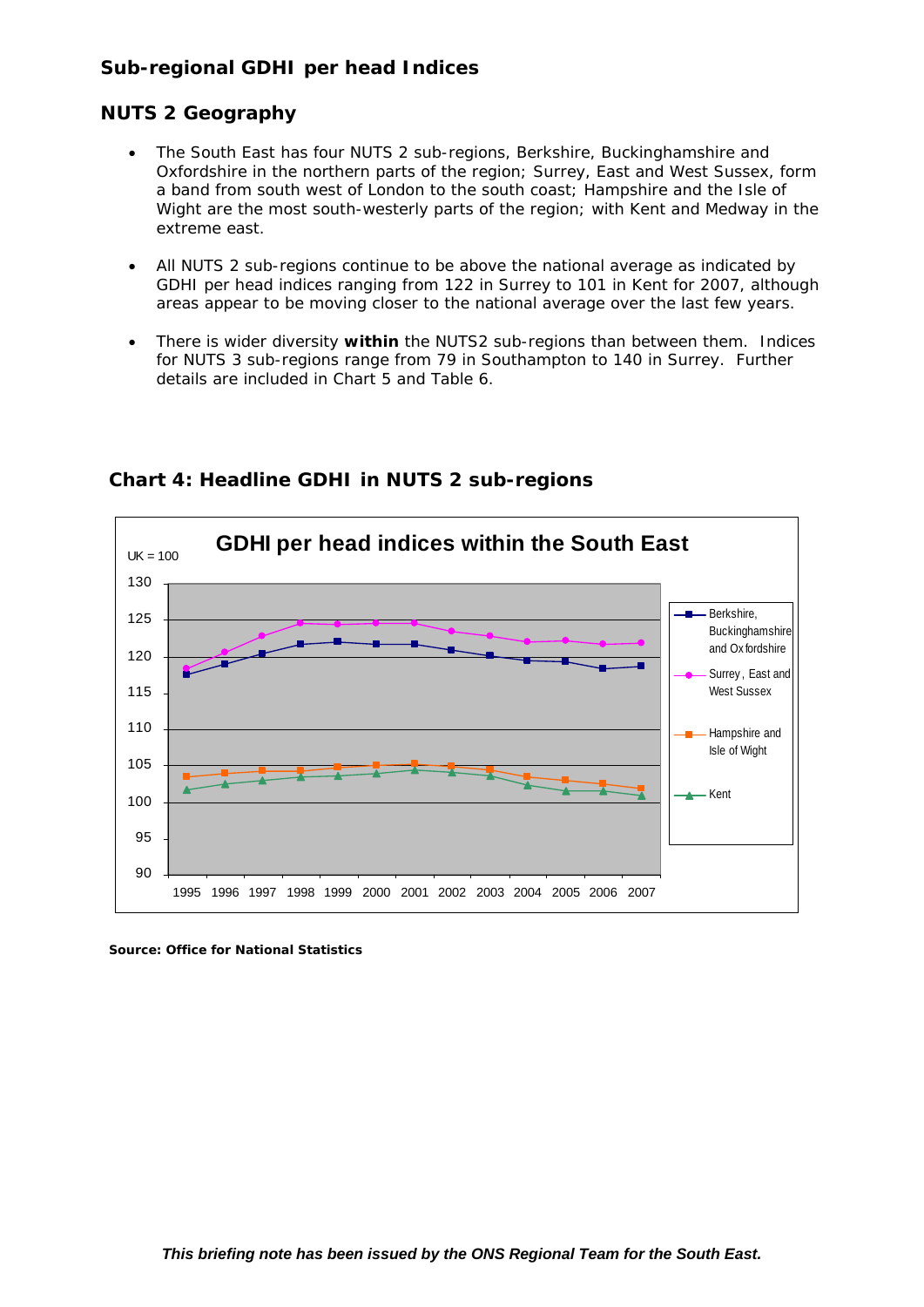## Sub-regional GDHI per head Indices

## NUTS 2 Geography

- The South East has four NUTS 2 sub-regions, Berkshire, Buckinghamshire and Oxfordshire in the northern parts of the region; Surrey, East and West Sussex, form a band from south west of London to the south coast; Hampshire and the Isle of Wight are the most south-westerly parts of the region; with Kent and Medway in the extreme east.
- All NUTS 2 sub-regions continue to be above the national average as indicated by GDHI per head indices ranging from 122 in Surrey to 101 in Kent for 2007, although areas appear to be moving closer to the national average over the last few years.
- There is wider diversity **within** the NUTS2 sub-regions than between them. Indices for NUTS 3 sub-regions range from 79 in Southampton to 140 in Surrey. Further details are included in Chart 5 and Table 6.

### Chart 4: Headline GDHI in NUTS 2 sub-regions

GDHI per head indices within the South East

UK = 100

Berkshire, Buckinghamshire and Oxfordshire; Surrey, East and West Sussex; Hampshire and Isle of Wight; Kent

1995 1996 1997 1998 1999 2000 2001 2002 2003 2004 2005 2006 2007

**Source: Office for National Statistics**

*This briefing note has been issued by the ONS Regional Team for the South East.*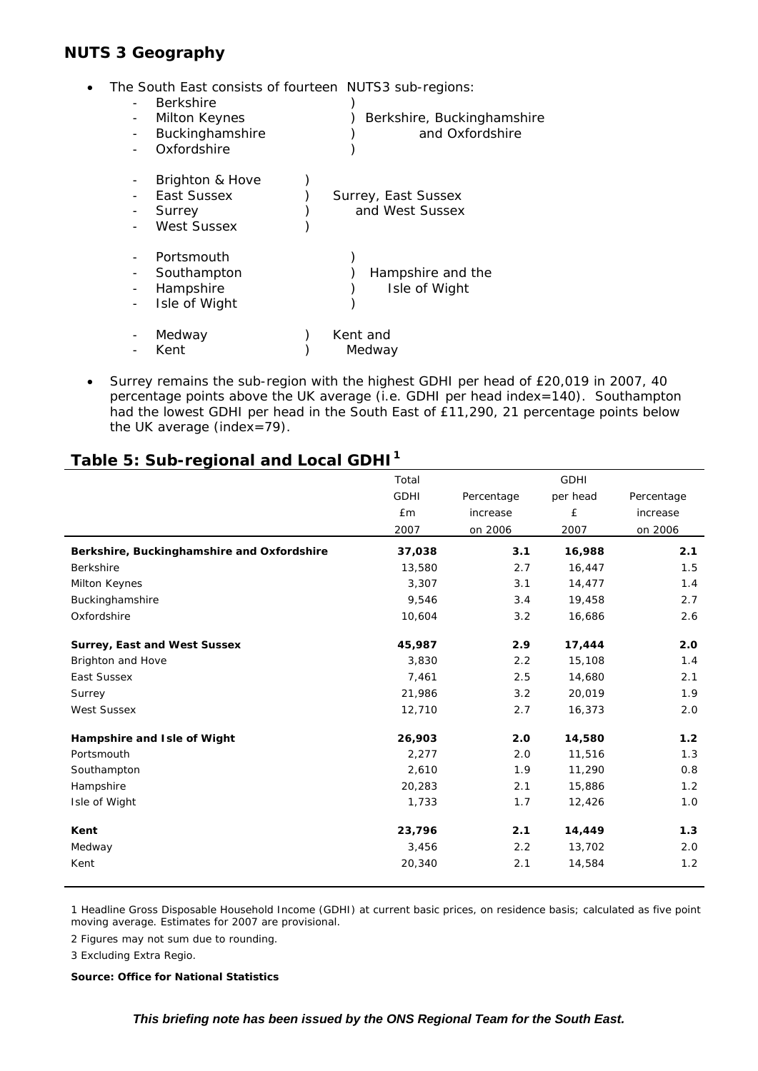## NUTS 3 Geography

- The South East consists of fourteen NUTS3 sub-regions:
  - Berkshire )
  - Milton Keynes ) Berkshire, Buckinghamshire
  - Buckinghamshire ) and Oxfordshire
  - Oxfordshire )
  - Brighton & Hove )
  - East Sussex ) Surrey, East Sussex
  - Surrey ) and West Sussex
  - West Sussex )
  - Portsmouth )
  - Southampton ) Hampshire and the
  - Hampshire ) Isle of Wight
  - Isle of Wight )
  - Medway ) Kent and
  - Kent ) Medway

- Surrey remains the sub-region with the highest GDHI per head of £20,019 in 2007, 40 percentage points above the UK average (i.e. GDHI per head index=140). Southampton had the lowest GDHI per head in the South East of £11,290, 21 percentage points below the UK average (index=79).

## Table 5: Sub-regional and Local GDHI[1]

| | Total GDHI £m 2007 | Percentage increase on 2006 | GDHI per head £ 2007 | Percentage increase on 2006 |
|---|---|---|---|---|
| **Berkshire, Buckinghamshire and Oxfordshire** | **37,038** | **3.1** | **16,988** | **2.1** |
| Berkshire | 13,580 | 2.7 | 16,447 | 1.5 |
| Milton Keynes | 3,307 | 3.1 | 14,477 | 1.4 |
| Buckinghamshire | 9,546 | 3.4 | 19,458 | 2.7 |
| Oxfordshire | 10,604 | 3.2 | 16,686 | 2.6 |
| **Surrey, East and West Sussex** | **45,987** | **2.9** | **17,444** | **2.0** |
| Brighton and Hove | 3,830 | 2.2 | 15,108 | 1.4 |
| East Sussex | 7,461 | 2.5 | 14,680 | 2.1 |
| Surrey | 21,986 | 3.2 | 20,019 | 1.9 |
| West Sussex | 12,710 | 2.7 | 16,373 | 2.0 |
| **Hampshire and Isle of Wight** | **26,903** | **2.0** | **14,580** | **1.2** |
| Portsmouth | 2,277 | 2.0 | 11,516 | 1.3 |
| Southampton | 2,610 | 1.9 | 11,290 | 0.8 |
| Hampshire | 20,283 | 2.1 | 15,886 | 1.2 |
| Isle of Wight | 1,733 | 1.7 | 12,426 | 1.0 |
| **Kent** | **23,796** | **2.1** | **14,449** | **1.3** |
| Medway | 3,456 | 2.2 | 13,702 | 2.0 |
| Kent | 20,340 | 2.1 | 14,584 | 1.2 |

1 Headline Gross Disposable Household Income (GDHI) at current basic prices, on residence basis; calculated as five point moving average. Estimates for 2007 are provisional.

2 Figures may not sum due to rounding.

3 Excluding Extra Regio.

**Source: Office for National Statistics**

***This briefing note has been issued by the ONS Regional Team for the South East.***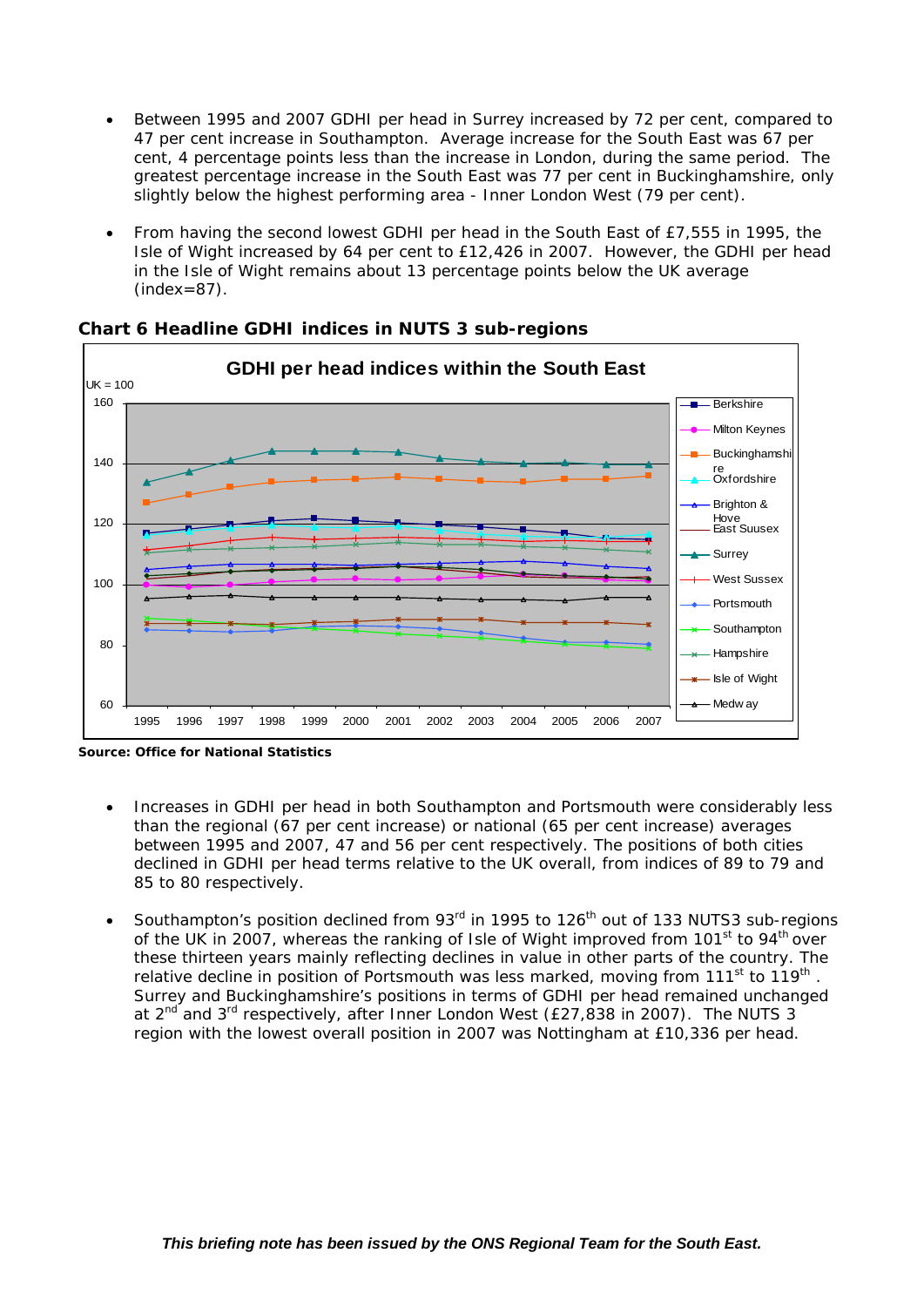- Between 1995 and 2007 GDHI per head in Surrey increased by 72 per cent, compared to 47 per cent increase in Southampton. Average increase for the South East was 67 per cent, 4 percentage points less than the increase in London, during the same period. The greatest percentage increase in the South East was 77 per cent in Buckinghamshire, only slightly below the highest performing area - Inner London West (79 per cent).

- From having the second lowest GDHI per head in the South East of £7,555 in 1995, the Isle of Wight increased by 64 per cent to £12,426 in 2007. However, the GDHI per head in the Isle of Wight remains about 13 percentage points below the UK average (index=87).

**Chart 6 Headline GDHI indices in NUTS 3 sub-regions**

**Source: Office for National Statistics**

- Increases in GDHI per head in both Southampton and Portsmouth were considerably less than the regional (67 per cent increase) or national (65 per cent increase) averages between 1995 and 2007, 47 and 56 per cent respectively. The positions of both cities declined in GDHI per head terms relative to the UK overall, from indices of 89 to 79 and 85 to 80 respectively.

- Southampton's position declined from 93rd in 1995 to 126th out of 133 NUTS3 sub-regions of the UK in 2007, whereas the ranking of Isle of Wight improved from 101st to 94th over these thirteen years mainly reflecting declines in value in other parts of the country. The relative decline in position of Portsmouth was less marked, moving from 111st to 119th. Surrey and Buckinghamshire's positions in terms of GDHI per head remained unchanged at 2nd and 3rd respectively, after Inner London West (£27,838 in 2007). The NUTS 3 region with the lowest overall position in 2007 was Nottingham at £10,336 per head.

***This briefing note has been issued by the ONS Regional Team for the South East.***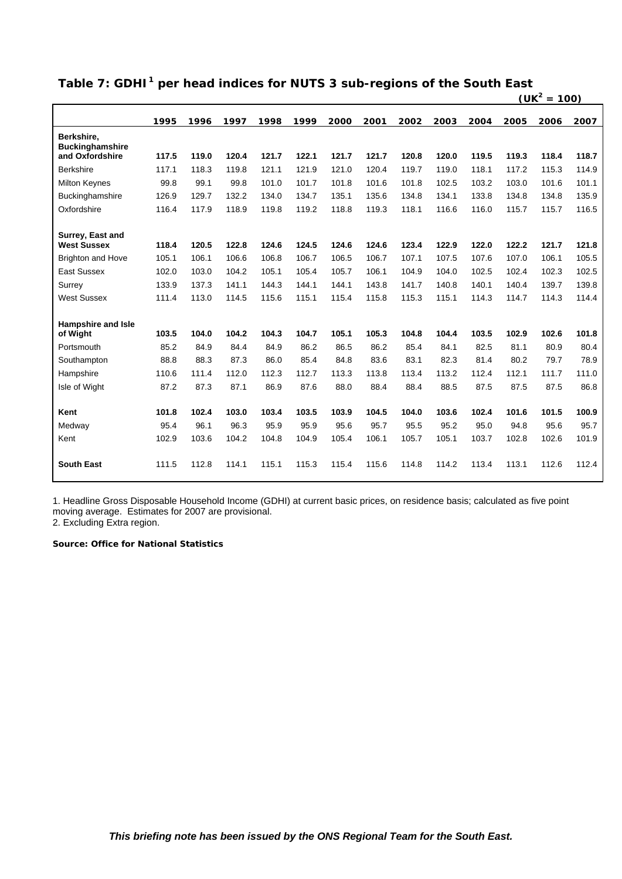## Table 7: GDHI[1] per head indices for NUTS 3 sub-regions of the South East

(UK[2] = 100)

| | 1995 | 1996 | 1997 | 1998 | 1999 | 2000 | 2001 | 2002 | 2003 | 2004 | 2005 | 2006 | 2007 |
|---|---|---|---|---|---|---|---|---|---|---|---|---|---|
| **Berkshire, Buckinghamshire and Oxfordshire** | **117.5** | **119.0** | **120.4** | **121.7** | **122.1** | **121.7** | **121.7** | **120.8** | **120.0** | **119.5** | **119.3** | **118.4** | **118.7** |
| Berkshire | 117.1 | 118.3 | 119.8 | 121.1 | 121.9 | 121.0 | 120.4 | 119.7 | 119.0 | 118.1 | 117.2 | 115.3 | 114.9 |
| Milton Keynes | 99.8 | 99.1 | 99.8 | 101.0 | 101.7 | 101.8 | 101.6 | 101.8 | 102.5 | 103.2 | 103.0 | 101.6 | 101.1 |
| Buckinghamshire | 126.9 | 129.7 | 132.2 | 134.0 | 134.7 | 135.1 | 135.6 | 134.8 | 134.1 | 133.8 | 134.8 | 134.8 | 135.9 |
| Oxfordshire | 116.4 | 117.9 | 118.9 | 119.8 | 119.2 | 118.8 | 119.3 | 118.1 | 116.6 | 116.0 | 115.7 | 115.7 | 116.5 |
| **Surrey, East and West Sussex** | **118.4** | **120.5** | **122.8** | **124.6** | **124.5** | **124.6** | **124.6** | **123.4** | **122.9** | **122.0** | **122.2** | **121.7** | **121.8** |
| Brighton and Hove | 105.1 | 106.1 | 106.6 | 106.8 | 106.7 | 106.5 | 106.7 | 107.1 | 107.5 | 107.6 | 107.0 | 106.1 | 105.5 |
| East Sussex | 102.0 | 103.0 | 104.2 | 105.1 | 105.4 | 105.7 | 106.1 | 104.9 | 104.0 | 102.5 | 102.4 | 102.3 | 102.5 |
| Surrey | 133.9 | 137.3 | 141.1 | 144.3 | 144.1 | 144.1 | 143.8 | 141.7 | 140.8 | 140.1 | 140.4 | 139.7 | 139.8 |
| West Sussex | 111.4 | 113.0 | 114.5 | 115.6 | 115.1 | 115.4 | 115.8 | 115.3 | 115.1 | 114.3 | 114.7 | 114.3 | 114.4 |
| **Hampshire and Isle of Wight** | **103.5** | **104.0** | **104.2** | **104.3** | **104.7** | **105.1** | **105.3** | **104.8** | **104.4** | **103.5** | **102.9** | **102.6** | **101.8** |
| Portsmouth | 85.2 | 84.9 | 84.4 | 84.9 | 86.2 | 86.5 | 86.2 | 85.4 | 84.1 | 82.5 | 81.1 | 80.9 | 80.4 |
| Southampton | 88.8 | 88.3 | 87.3 | 86.0 | 85.4 | 84.8 | 83.6 | 83.1 | 82.3 | 81.4 | 80.2 | 79.7 | 78.9 |
| Hampshire | 110.6 | 111.4 | 112.0 | 112.3 | 112.7 | 113.3 | 113.8 | 113.4 | 113.2 | 112.4 | 112.1 | 111.7 | 111.0 |
| Isle of Wight | 87.2 | 87.3 | 87.1 | 86.9 | 87.6 | 88.0 | 88.4 | 88.4 | 88.5 | 87.5 | 87.5 | 87.5 | 86.8 |
| **Kent** | **101.8** | **102.4** | **103.0** | **103.4** | **103.5** | **103.9** | **104.5** | **104.0** | **103.6** | **102.4** | **101.6** | **101.5** | **100.9** |
| Medway | 95.4 | 96.1 | 96.3 | 95.9 | 95.9 | 95.6 | 95.7 | 95.5 | 95.2 | 95.0 | 94.8 | 95.6 | 95.7 |
| Kent | 102.9 | 103.6 | 104.2 | 104.8 | 104.9 | 105.4 | 106.1 | 105.7 | 105.1 | 103.7 | 102.8 | 102.6 | 101.9 |
| **South East** | 111.5 | 112.8 | 114.1 | 115.1 | 115.3 | 115.4 | 115.6 | 114.8 | 114.2 | 113.4 | 113.1 | 112.6 | 112.4 |

1. Headline Gross Disposable Household Income (GDHI) at current basic prices, on residence basis; calculated as five point moving average. Estimates for 2007 are provisional.
2. Excluding Extra region.

**Source: Office for National Statistics**

***This briefing note has been issued by the ONS Regional Team for the South East.***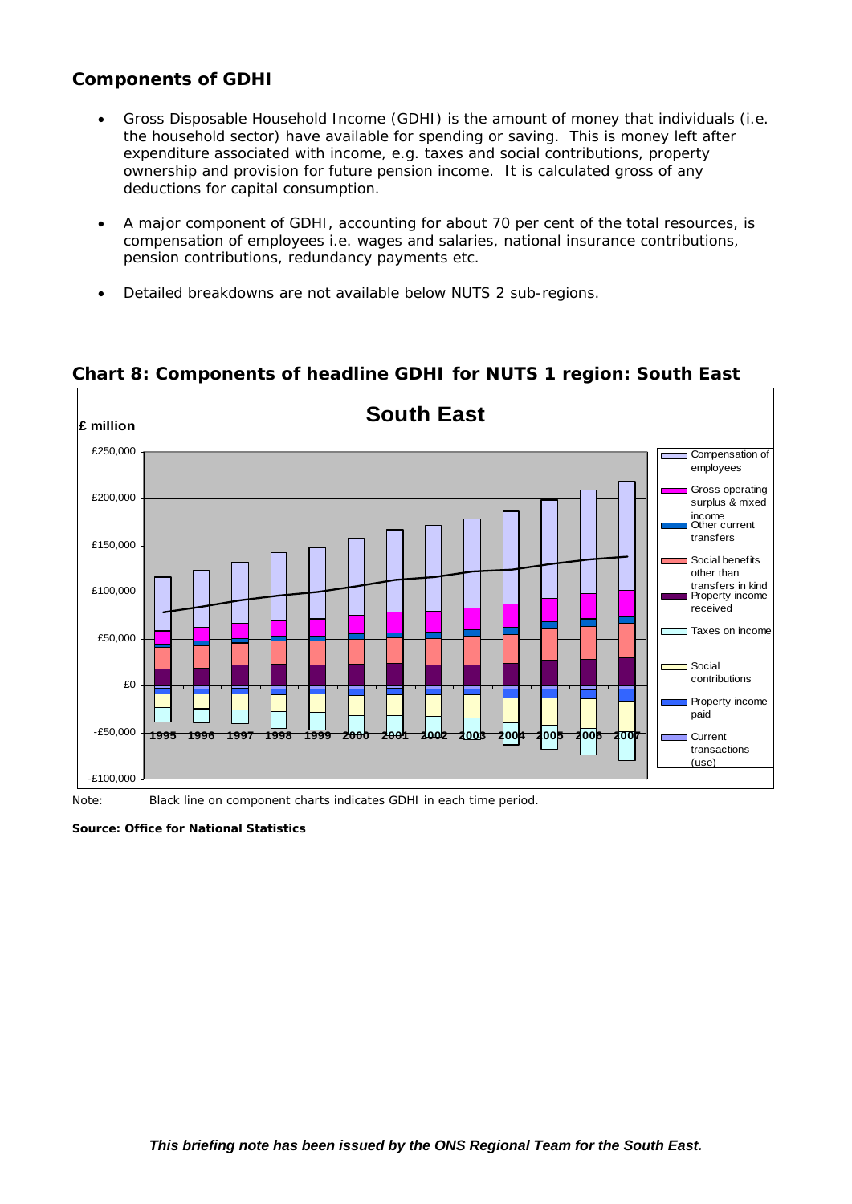## Components of GDHI

- Gross Disposable Household Income (GDHI) is the amount of money that individuals (i.e. the household sector) have available for spending or saving. This is money left after expenditure associated with income, e.g. taxes and social contributions, property ownership and provision for future pension income. It is calculated gross of any deductions for capital consumption.
- A major component of GDHI, accounting for about 70 per cent of the total resources, is compensation of employees i.e. wages and salaries, national insurance contributions, pension contributions, redundancy payments etc.
- Detailed breakdowns are not available below NUTS 2 sub-regions.

## Chart 8: Components of headline GDHI for NUTS 1 region: South East

Note: Black line on component charts indicates GDHI in each time period.

**Source: Office for National Statistics**

***This briefing note has been issued by the ONS Regional Team for the South East.***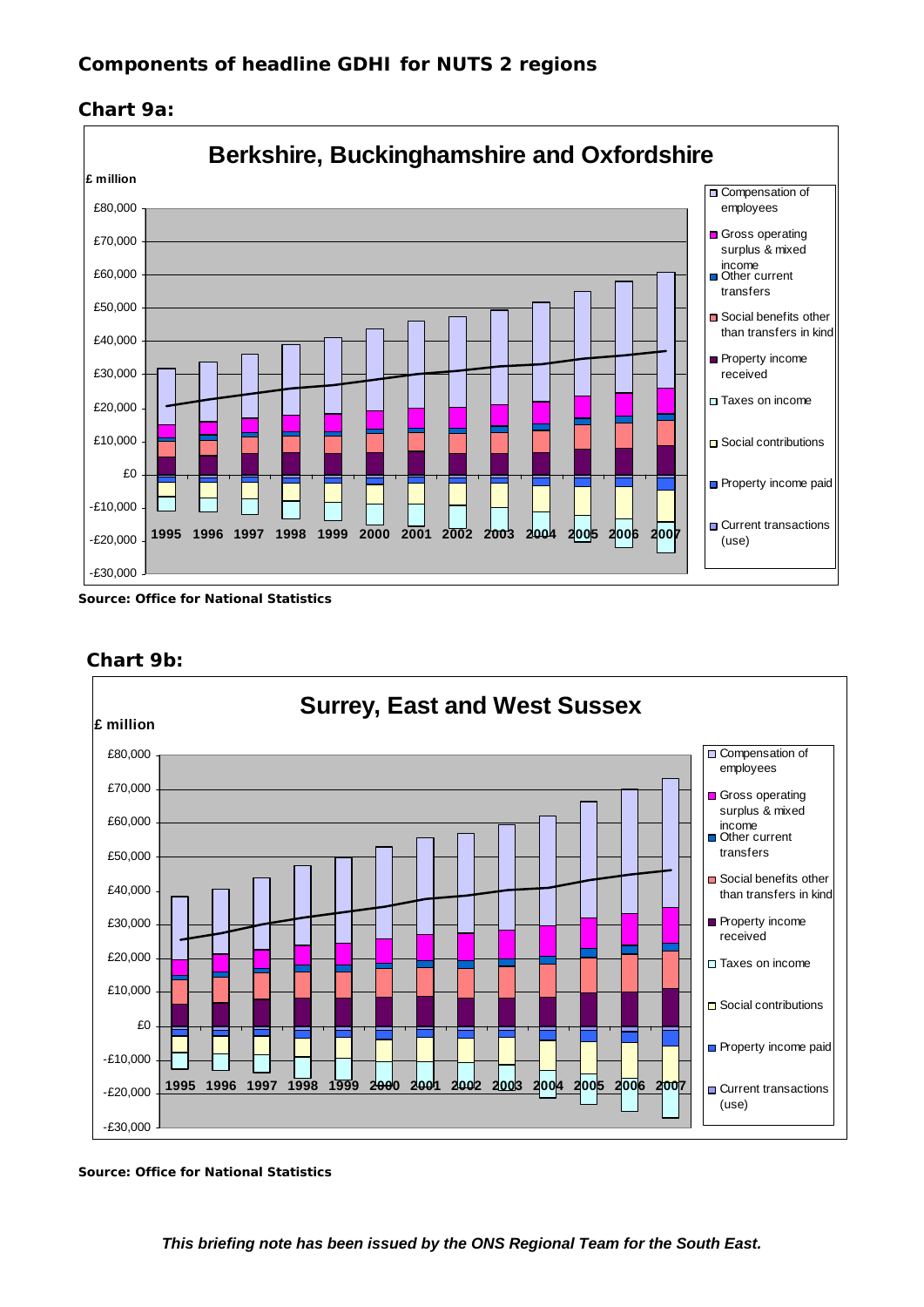## Components of headline GDHI for NUTS 2 regions

### Chart 9a:

**Berkshire, Buckinghamshire and Oxfordshire**

£ million

Legend: Compensation of employees; Gross operating surplus & mixed income; Other current transfers; Social benefits other than transfers in kind; Property income received; Taxes on income; Social contributions; Property income paid; Current transactions (use)

Years: 1995 1996 1997 1998 1999 2000 2001 2002 2003 2004 2005 2006 2007

**Source: Office for National Statistics**

### Chart 9b:

**Surrey, East and West Sussex**

£ million

Legend: Compensation of employees; Gross operating surplus & mixed income; Other current transfers; Social benefits other than transfers in kind; Property income received; Taxes on income; Social contributions; Property income paid; Current transactions (use)

Years: 1995 1996 1997 1998 1999 2000 2001 2002 2003 2004 2005 2006 2007

**Source: Office for National Statistics**

***This briefing note has been issued by the ONS Regional Team for the South East.***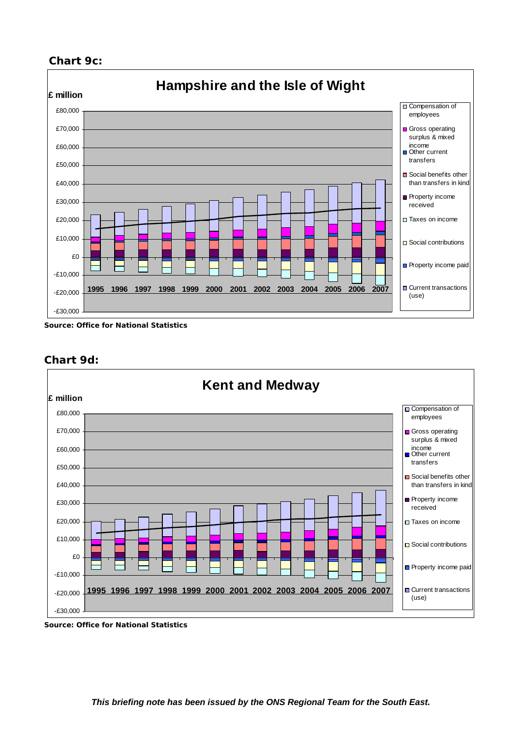**Chart 9c:**

**Hampshire and the Isle of Wight**

£ million

£80,000
£70,000
£60,000
£50,000
£40,000
£30,000
£20,000
£10,000
£0
-£10,000
-£20,000
-£30,000

1995 1996 1997 1998 1999 2000 2001 2002 2003 2004 2005 2006 2007

- Compensation of employees
- Gross operating surplus & mixed income
- Other current transfers
- Social benefits other than transfers in kind
- Property income received
- Taxes on income
- Social contributions
- Property income paid
- Current transactions (use)

**Source: Office for National Statistics**

**Chart 9d:**

**Kent and Medway**

£ million

£80,000
£70,000
£60,000
£50,000
£40,000
£30,000
£20,000
£10,000
£0
-£10,000
-£20,000
-£30,000

1995 1996 1997 1998 1999 2000 2001 2002 2003 2004 2005 2006 2007

- Compensation of employees
- Gross operating surplus & mixed income
- Other current transfers
- Social benefits other than transfers in kind
- Property income received
- Taxes on income
- Social contributions
- Property income paid
- Current transactions (use)

**Source: Office for National Statistics**

***This briefing note has been issued by the ONS Regional Team for the South East.***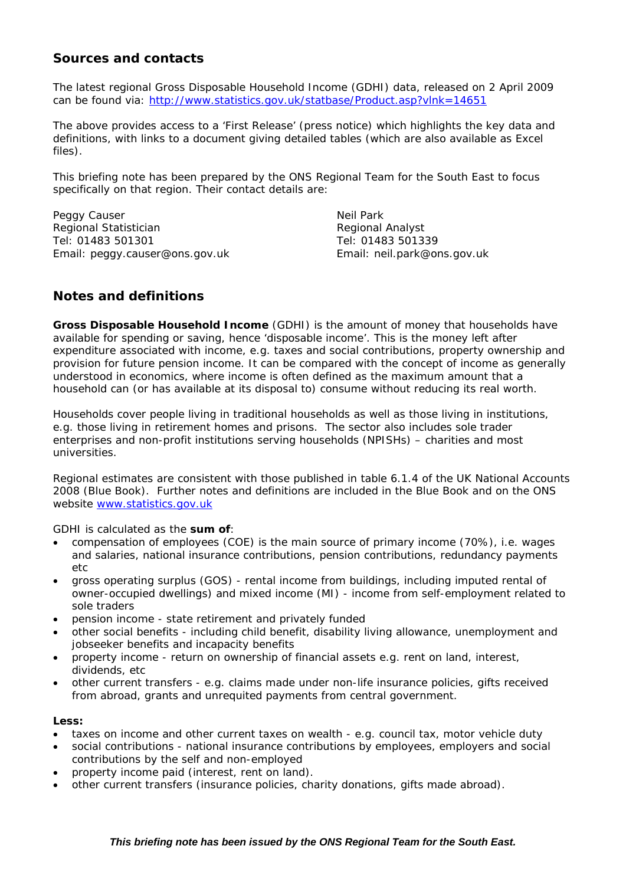## Sources and contacts

The latest regional Gross Disposable Household Income (GDHI) data, released on 2 April 2009 can be found via: http://www.statistics.gov.uk/statbase/Product.asp?vlnk=14651

The above provides access to a 'First Release' (press notice) which highlights the key data and definitions, with links to a document giving detailed tables (which are also available as Excel files).

This briefing note has been prepared by the ONS Regional Team for the South East to focus specifically on that region. Their contact details are:

Peggy Causer
Regional Statistician
Tel: 01483 501301
Email: peggy.causer@ons.gov.uk

Neil Park
Regional Analyst
Tel: 01483 501339
Email: neil.park@ons.gov.uk

## Notes and definitions

**Gross Disposable Household Income** (GDHI) is the amount of money that households have available for spending or saving, hence 'disposable income'. This is the money left after expenditure associated with income, e.g. taxes and social contributions, property ownership and provision for future pension income. It can be compared with the concept of income as generally understood in economics, where income is often defined as the maximum amount that a household can (or has available at its disposal to) consume without reducing its real worth.

Households cover people living in traditional households as well as those living in institutions, e.g. those living in retirement homes and prisons. The sector also includes sole trader enterprises and non-profit institutions serving households (NPISHs) – charities and most universities.

Regional estimates are consistent with those published in table 6.1.4 of the UK National Accounts 2008 (Blue Book). Further notes and definitions are included in the Blue Book and on the ONS website www.statistics.gov.uk

GDHI is calculated as the **sum of**:

- compensation of employees (COE) is the main source of primary income (70%), i.e. wages and salaries, national insurance contributions, pension contributions, redundancy payments etc
- gross operating surplus (GOS) - rental income from buildings, including imputed rental of owner-occupied dwellings) and mixed income (MI) - income from self-employment related to sole traders
- pension income - state retirement and privately funded
- other social benefits - including child benefit, disability living allowance, unemployment and jobseeker benefits and incapacity benefits
- property income - return on ownership of financial assets e.g. rent on land, interest, dividends, etc
- other current transfers - e.g. claims made under non-life insurance policies, gifts received from abroad, grants and unrequited payments from central government.

**Less:**

- taxes on income and other current taxes on wealth - e.g. council tax, motor vehicle duty
- social contributions - national insurance contributions by employees, employers and social contributions by the self and non-employed
- property income paid (interest, rent on land).
- other current transfers (insurance policies, charity donations, gifts made abroad).

***This briefing note has been issued by the ONS Regional Team for the South East.***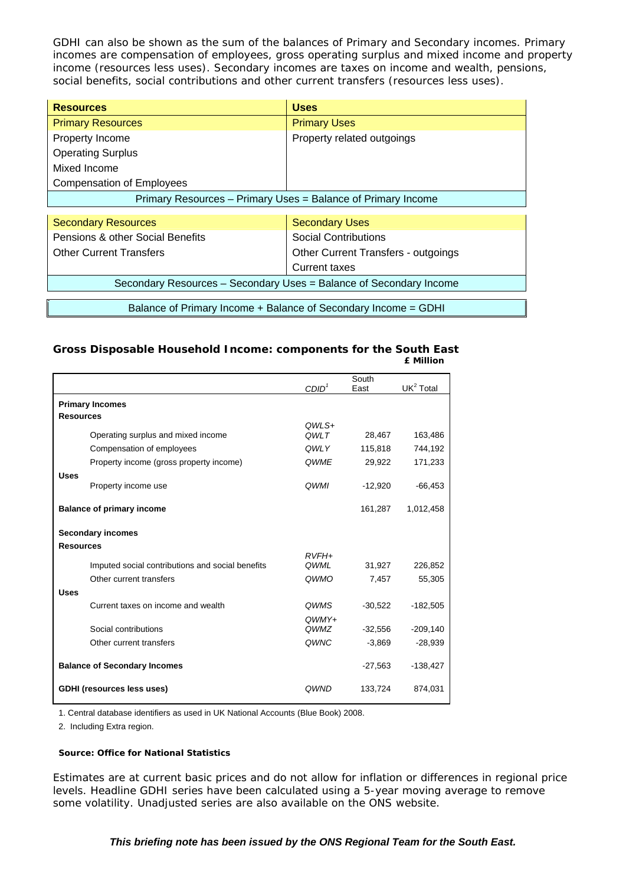GDHI can also be shown as the sum of the balances of Primary and Secondary incomes. Primary incomes are compensation of employees, gross operating surplus and mixed income and property income (resources less uses). Secondary incomes are taxes on income and wealth, pensions, social benefits, social contributions and other current transfers (resources less uses).

| Resources | Uses |
|---|---|
| **Primary Resources** | **Primary Uses** |
| Property Income | Property related outgoings |
| Operating Surplus | |
| Mixed Income | |
| Compensation of Employees | |
| Primary Resources – Primary Uses = Balance of Primary Income | |

| Secondary Resources | Secondary Uses |
|---|---|
| Pensions & other Social Benefits | Social Contributions |
| Other Current Transfers | Other Current Transfers - outgoings |
| | Current taxes |
| Secondary Resources – Secondary Uses = Balance of Secondary Income | |

Balance of Primary Income + Balance of Secondary Income = GDHI

### Gross Disposable Household Income: components for the South East

**£ Million**

| | CDID[1] | South East | UK[2] Total |
|---|---|---|---|
| **Primary Incomes** | | | |
| **Resources** | | | |
| Operating surplus and mixed income | QWLS+ QWLT | 28,467 | 163,486 |
| Compensation of employees | QWLY | 115,818 | 744,192 |
| Property income (gross property income) | QWME | 29,922 | 171,233 |
| **Uses** | | | |
| Property income use | QWMI | -12,920 | -66,453 |
| **Balance of primary income** | | 161,287 | 1,012,458 |
| **Secondary incomes** | | | |
| **Resources** | | | |
| Imputed social contributions and social benefits | RVFH+ QWML | 31,927 | 226,852 |
| Other current transfers | QWMO | 7,457 | 55,305 |
| **Uses** | | | |
| Current taxes on income and wealth | QWMS | -30,522 | -182,505 |
| Social contributions | QWMY+ QWMZ | -32,556 | -209,140 |
| Other current transfers | QWNC | -3,869 | -28,939 |
| **Balance of Secondary Incomes** | | -27,563 | -138,427 |
| **GDHI (resources less uses)** | QWND | 133,724 | 874,031 |

1. Central database identifiers as used in UK National Accounts (Blue Book) 2008.

2. Including Extra region.

**Source: Office for National Statistics**

Estimates are at current basic prices and do not allow for inflation or differences in regional price levels. Headline GDHI series have been calculated using a 5-year moving average to remove some volatility. Unadjusted series are also available on the ONS website.

***This briefing note has been issued by the ONS Regional Team for the South East.***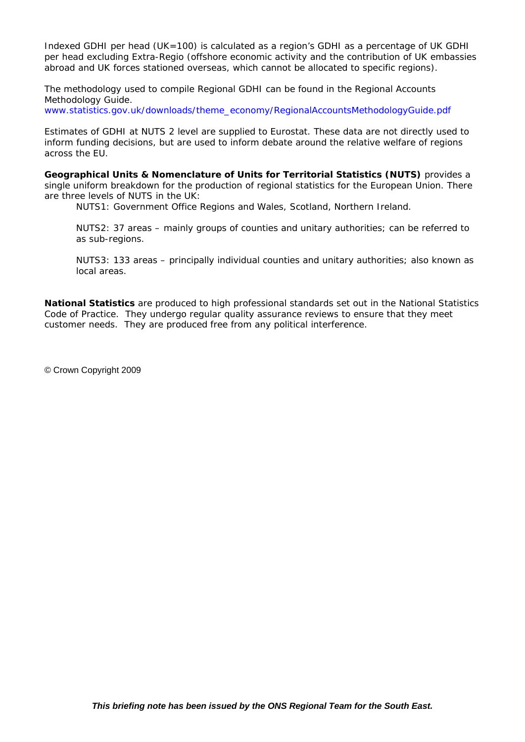Indexed GDHI per head (UK=100) is calculated as a region's GDHI as a percentage of UK GDHI per head excluding Extra-Regio (offshore economic activity and the contribution of UK embassies abroad and UK forces stationed overseas, which cannot be allocated to specific regions).

The methodology used to compile Regional GDHI can be found in the Regional Accounts Methodology Guide.
www.statistics.gov.uk/downloads/theme_economy/RegionalAccountsMethodologyGuide.pdf

Estimates of GDHI at NUTS 2 level are supplied to Eurostat. These data are not directly used to inform funding decisions, but are used to inform debate around the relative welfare of regions across the EU.

**Geographical Units & Nomenclature of Units for Territorial Statistics (NUTS)** provides a single uniform breakdown for the production of regional statistics for the European Union. There are three levels of NUTS in the UK:

NUTS1: Government Office Regions and Wales, Scotland, Northern Ireland.

NUTS2: 37 areas – mainly groups of counties and unitary authorities; can be referred to as sub-regions.

NUTS3: 133 areas – principally individual counties and unitary authorities; also known as local areas.

**National Statistics** are produced to high professional standards set out in the National Statistics Code of Practice. They undergo regular quality assurance reviews to ensure that they meet customer needs. They are produced free from any political interference.

© Crown Copyright 2009

***This briefing note has been issued by the ONS Regional Team for the South East.***